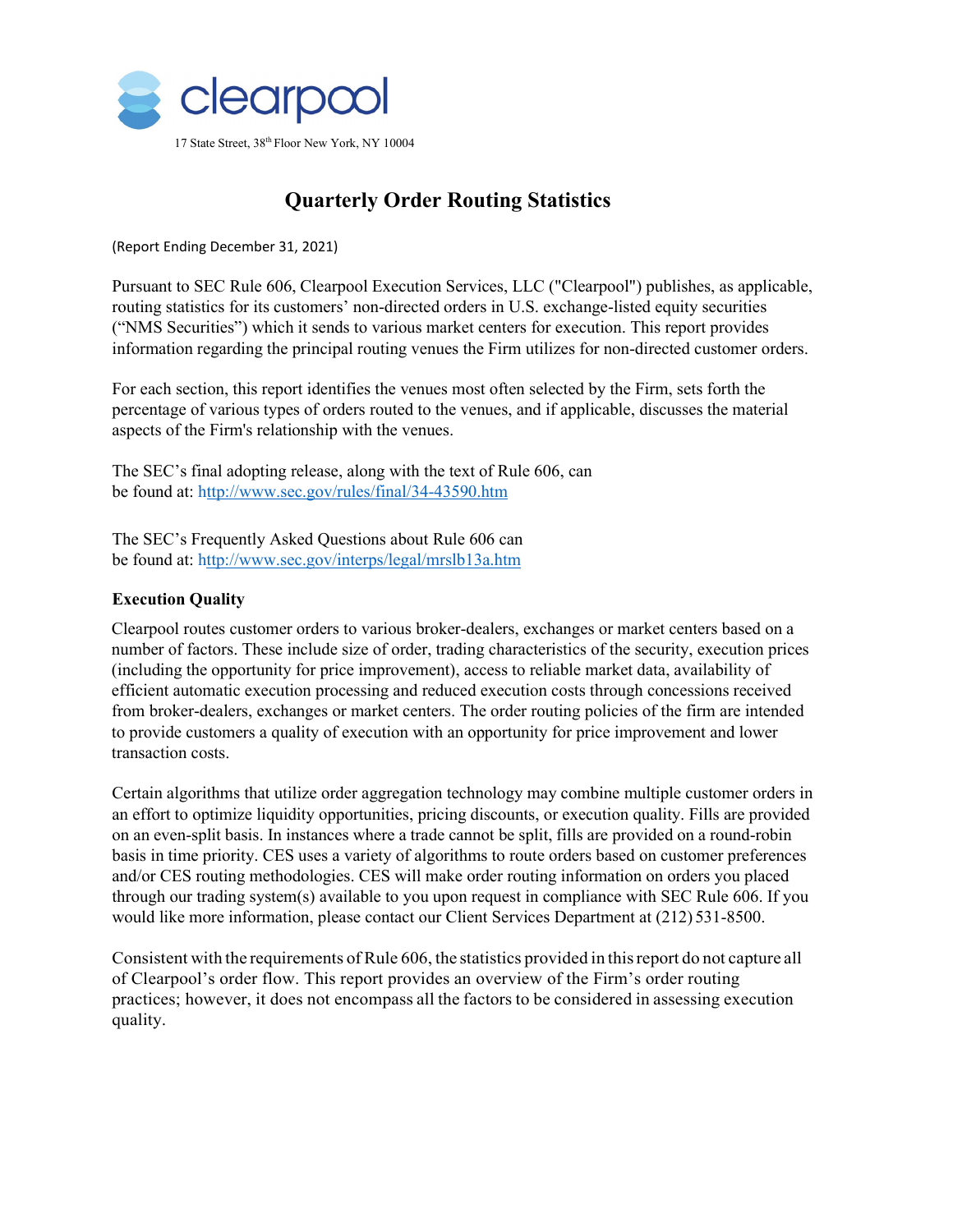clearpool

17 State Street, 38th Floor New York, NY 10004

# Quarterly Order Routing Statistics

(Report Ending December 31, 2021)

Pursuant to SEC Rule 606, Clearpool Execution Services, LLC ("Clearpool") publishes, as applicable, routing statistics for its customers' non-directed orders in U.S. exchange-listed equity securities ("NMS Securities") which it sends to various market centers for execution. This report provides information regarding the principal routing venues the Firm utilizes for non-directed customer orders.

For each section, this report identifies the venues most often selected by the Firm, sets forth the percentage of various types of orders routed to the venues, and if applicable, discusses the material aspects of the Firm's relationship with the venues.

The SEC's final adopting release, along with the text of Rule 606, can be found at: http://www.sec.gov/rules/final/34-43590.htm

The SEC's Frequently Asked Questions about Rule 606 can be found at: http://www.sec.gov/interps/legal/mrslb13a.htm

**Execution Quality**

Clearpool routes customer orders to various broker-dealers, exchanges or market centers based on a number of factors. These include size of order, trading characteristics of the security, execution prices (including the opportunity for price improvement), access to reliable market data, availability of efficient automatic execution processing and reduced execution costs through concessions received from broker-dealers, exchanges or market centers. The order routing policies of the firm are intended to provide customers a quality of execution with an opportunity for price improvement and lower transaction costs.

Certain algorithms that utilize order aggregation technology may combine multiple customer orders in an effort to optimize liquidity opportunities, pricing discounts, or execution quality. Fills are provided on an even-split basis. In instances where a trade cannot be split, fills are provided on a round-robin basis in time priority. CES uses a variety of algorithms to route orders based on customer preferences and/or CES routing methodologies. CES will make order routing information on orders you placed through our trading system(s) available to you upon request in compliance with SEC Rule 606. If you would like more information, please contact our Client Services Department at (212) 531-8500.

Consistent with the requirements of Rule 606, the statistics provided in this report do not capture all of Clearpool's order flow. This report provides an overview of the Firm's order routing practices; however, it does not encompass all the factors to be considered in assessing execution quality.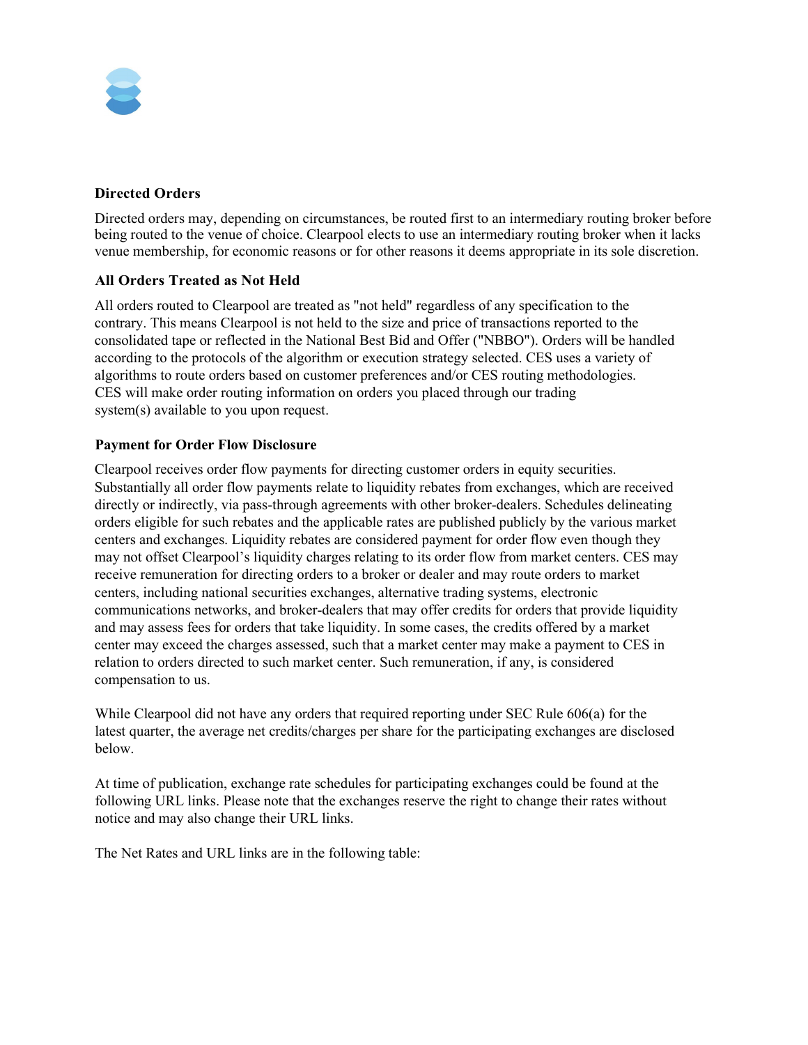### Directed Orders

Directed orders may, depending on circumstances, be routed first to an intermediary routing broker before being routed to the venue of choice. Clearpool elects to use an intermediary routing broker when it lacks venue membership, for economic reasons or for other reasons it deems appropriate in its sole discretion.

### All Orders Treated as Not Held

All orders routed to Clearpool are treated as "not held" regardless of any specification to the contrary. This means Clearpool is not held to the size and price of transactions reported to the consolidated tape or reflected in the National Best Bid and Offer ("NBBO"). Orders will be handled according to the protocols of the algorithm or execution strategy selected. CES uses a variety of algorithms to route orders based on customer preferences and/or CES routing methodologies. CES will make order routing information on orders you placed through our trading system(s) available to you upon request.

### Payment for Order Flow Disclosure

Clearpool receives order flow payments for directing customer orders in equity securities. Substantially all order flow payments relate to liquidity rebates from exchanges, which are received directly or indirectly, via pass-through agreements with other broker-dealers. Schedules delineating orders eligible for such rebates and the applicable rates are published publicly by the various market centers and exchanges. Liquidity rebates are considered payment for order flow even though they may not offset Clearpool's liquidity charges relating to its order flow from market centers. CES may receive remuneration for directing orders to a broker or dealer and may route orders to market centers, including national securities exchanges, alternative trading systems, electronic communications networks, and broker-dealers that may offer credits for orders that provide liquidity and may assess fees for orders that take liquidity. In some cases, the credits offered by a market center may exceed the charges assessed, such that a market center may make a payment to CES in relation to orders directed to such market center. Such remuneration, if any, is considered compensation to us.

While Clearpool did not have any orders that required reporting under SEC Rule 606(a) for the latest quarter, the average net credits/charges per share for the participating exchanges are disclosed below.

At time of publication, exchange rate schedules for participating exchanges could be found at the following URL links. Please note that the exchanges reserve the right to change their rates without notice and may also change their URL links.

The Net Rates and URL links are in the following table: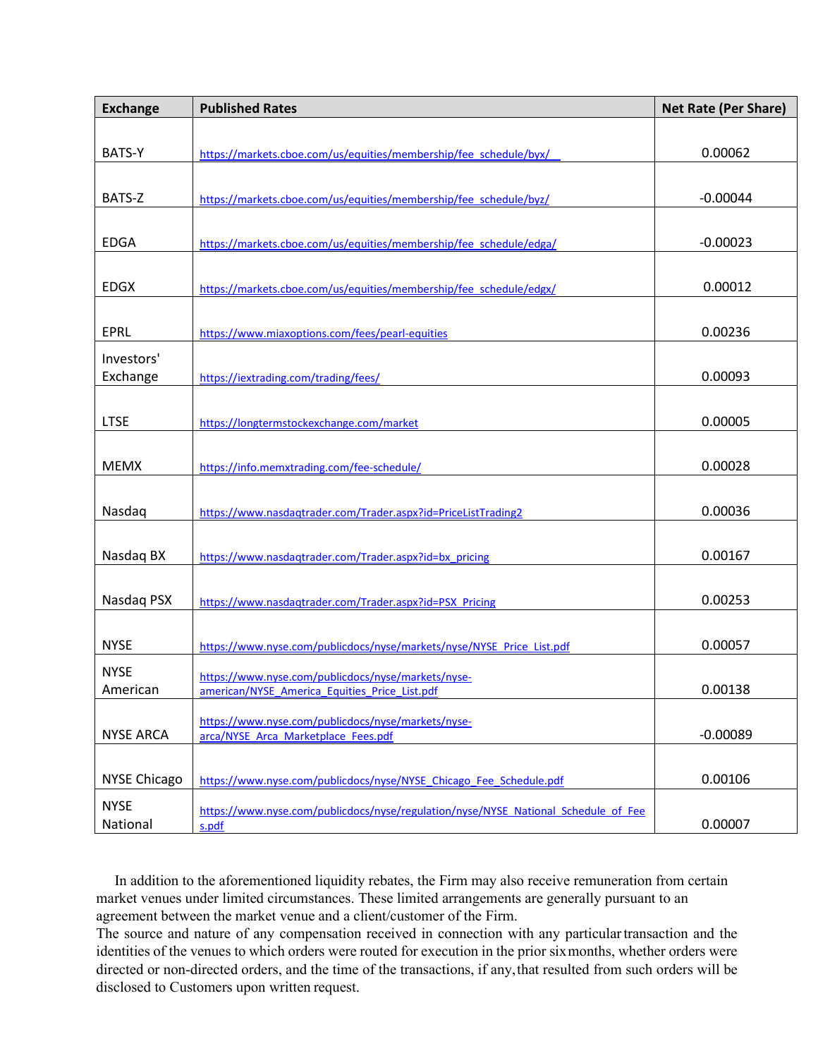| Exchange | Published Rates | Net Rate (Per Share) |
|---|---|---|
| BATS-Y | https://markets.cboe.com/us/equities/membership/fee_schedule/byx/ | 0.00062 |
| BATS-Z | https://markets.cboe.com/us/equities/membership/fee_schedule/byz/ | -0.00044 |
| EDGA | https://markets.cboe.com/us/equities/membership/fee_schedule/edga/ | -0.00023 |
| EDGX | https://markets.cboe.com/us/equities/membership/fee_schedule/edgx/ | 0.00012 |
| EPRL | https://www.miaxoptions.com/fees/pearl-equities | 0.00236 |
| Investors' Exchange | https://iextrading.com/trading/fees/ | 0.00093 |
| LTSE | https://longtermstockexchange.com/market | 0.00005 |
| MEMX | https://info.memxtrading.com/fee-schedule/ | 0.00028 |
| Nasdaq | https://www.nasdaqtrader.com/Trader.aspx?id=PriceListTrading2 | 0.00036 |
| Nasdaq BX | https://www.nasdaqtrader.com/Trader.aspx?id=bx_pricing | 0.00167 |
| Nasdaq PSX | https://www.nasdaqtrader.com/Trader.aspx?id=PSX_Pricing | 0.00253 |
| NYSE | https://www.nyse.com/publicdocs/nyse/markets/nyse/NYSE_Price_List.pdf | 0.00057 |
| NYSE American | https://www.nyse.com/publicdocs/nyse/markets/nyse-american/NYSE_America_Equities_Price_List.pdf | 0.00138 |
| NYSE ARCA | https://www.nyse.com/publicdocs/nyse/markets/nyse-arca/NYSE_Arca_Marketplace_Fees.pdf | -0.00089 |
| NYSE Chicago | https://www.nyse.com/publicdocs/nyse/NYSE_Chicago_Fee_Schedule.pdf | 0.00106 |
| NYSE National | https://www.nyse.com/publicdocs/nyse/regulation/nyse/NYSE_National_Schedule_of_Fees.pdf | 0.00007 |

In addition to the aforementioned liquidity rebates, the Firm may also receive remuneration from certain market venues under limited circumstances. These limited arrangements are generally pursuant to an agreement between the market venue and a client/customer of the Firm.

The source and nature of any compensation received in connection with any particular transaction and the identities of the venues to which orders were routed for execution in the prior six months, whether orders were directed or non-directed orders, and the time of the transactions, if any, that resulted from such orders will be disclosed to Customers upon written request.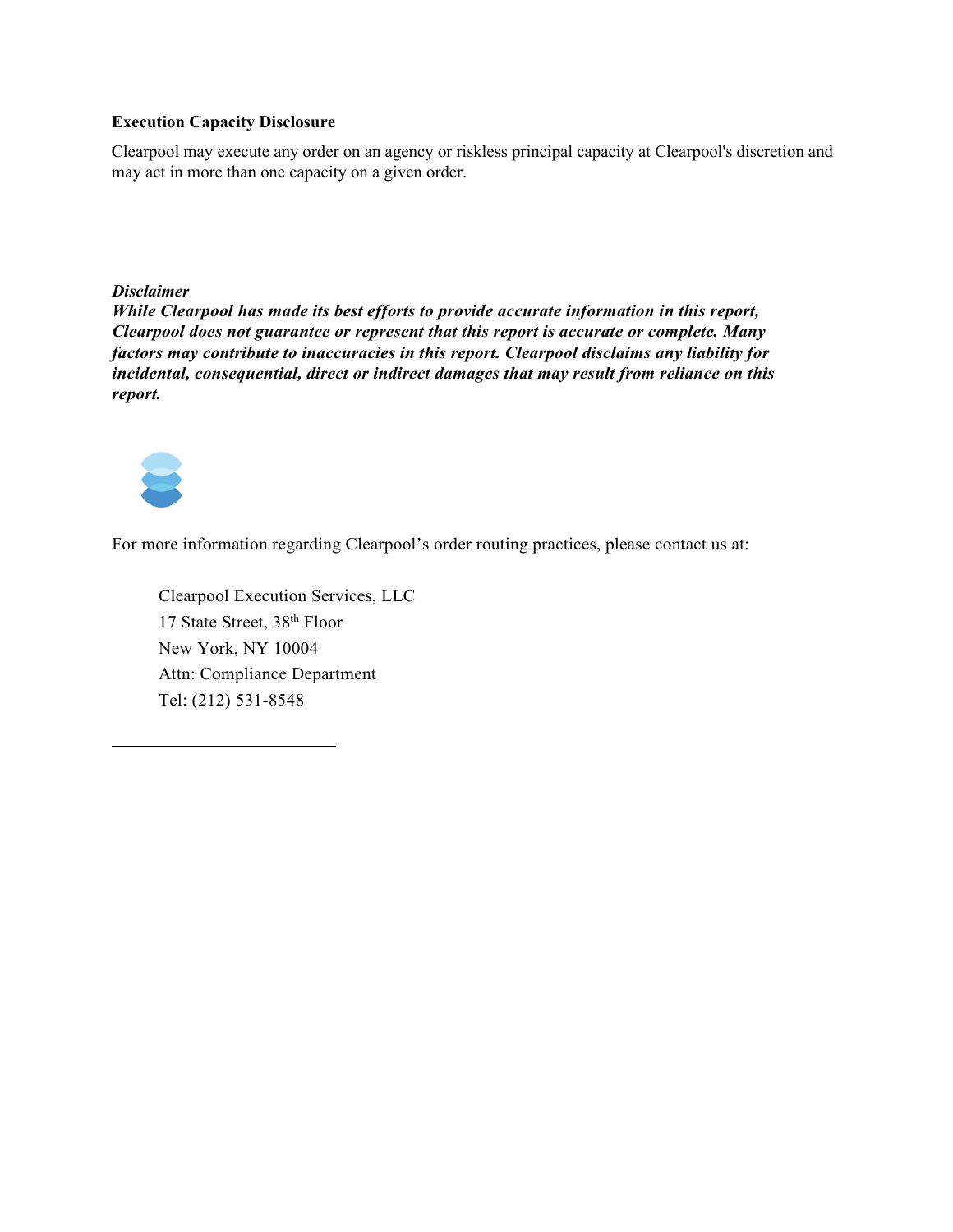**Execution Capacity Disclosure**

Clearpool may execute any order on an agency or riskless principal capacity at Clearpool's discretion and may act in more than one capacity on a given order.

***Disclaimer***

***While Clearpool has made its best efforts to provide accurate information in this report, Clearpool does not guarantee or represent that this report is accurate or complete. Many factors may contribute to inaccuracies in this report. Clearpool disclaims any liability for incidental, consequential, direct or indirect damages that may result from reliance on this report.***

For more information regarding Clearpool's order routing practices, please contact us at:

Clearpool Execution Services, LLC
17 State Street, 38th Floor
New York, NY 10004
Attn: Compliance Department
Tel: (212) 531-8548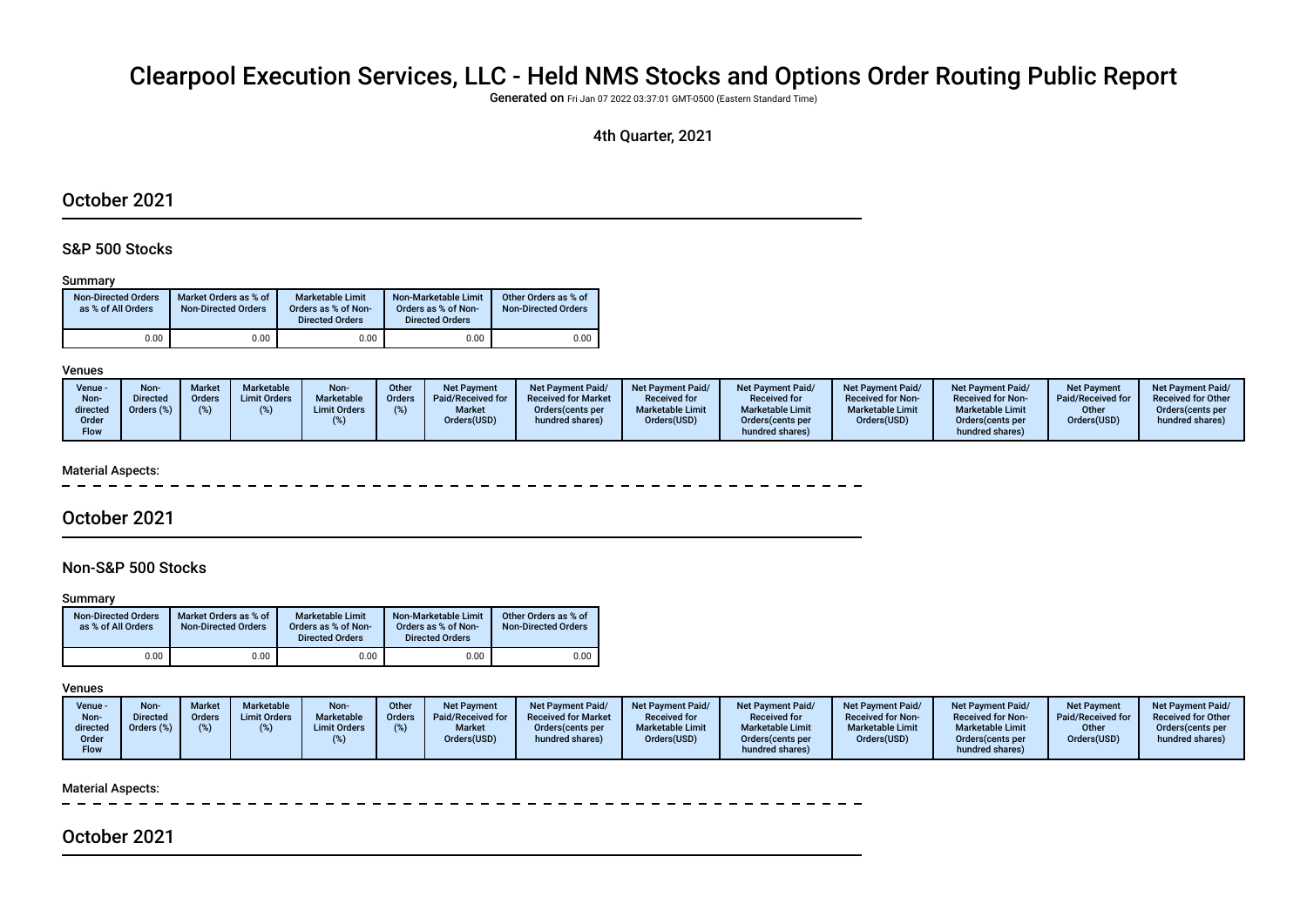# Clearpool Execution Services, LLC - Held NMS Stocks and Options Order Routing Public Report

**Generated on** Fri Jan 07 2022 03:37:01 GMT-0500 (Eastern Standard Time)

4th Quarter, 2021

## October 2021

### S&P 500 Stocks

Summary

| Non-Directed Orders as % of All Orders | Market Orders as % of Non-Directed Orders | Marketable Limit Orders as % of Non-Directed Orders | Non-Marketable Limit Orders as % of Non-Directed Orders | Other Orders as % of Non-Directed Orders |
|---|---|---|---|---|
| 0.00 | 0.00 | 0.00 | 0.00 | 0.00 |

Venues

| Venue - Non-directed Order Flow | Non-Directed Orders (%) | Market Orders (%) | Marketable Limit Orders (%) | Non-Marketable Limit Orders (%) | Other Orders (%) | Net Payment Paid/Received for Market Orders(USD) | Net Payment Paid/Received for Market Orders(cents per hundred shares) | Net Payment Paid/Received for Marketable Limit Orders(USD) | Net Payment Paid/Received for Marketable Limit Orders(cents per hundred shares) | Net Payment Paid/Received for Non-Marketable Limit Orders(USD) | Net Payment Paid/Received for Non-Marketable Limit Orders(cents per hundred shares) | Net Payment Paid/Received for Other Orders(USD) | Net Payment Paid/Received for Other Orders(cents per hundred shares) |
|---|---|---|---|---|---|---|---|---|---|---|---|---|---|

Material Aspects:

## October 2021

### Non-S&P 500 Stocks

Summary

| Non-Directed Orders as % of All Orders | Market Orders as % of Non-Directed Orders | Marketable Limit Orders as % of Non-Directed Orders | Non-Marketable Limit Orders as % of Non-Directed Orders | Other Orders as % of Non-Directed Orders |
|---|---|---|---|---|
| 0.00 | 0.00 | 0.00 | 0.00 | 0.00 |

Venues

| Venue - Non-directed Order Flow | Non-Directed Orders (%) | Market Orders (%) | Marketable Limit Orders (%) | Non-Marketable Limit Orders (%) | Other Orders (%) | Net Payment Paid/Received for Market Orders(USD) | Net Payment Paid/Received for Market Orders(cents per hundred shares) | Net Payment Paid/Received for Marketable Limit Orders(USD) | Net Payment Paid/Received for Marketable Limit Orders(cents per hundred shares) | Net Payment Paid/Received for Non-Marketable Limit Orders(USD) | Net Payment Paid/Received for Non-Marketable Limit Orders(cents per hundred shares) | Net Payment Paid/Received for Other Orders(USD) | Net Payment Paid/Received for Other Orders(cents per hundred shares) |
|---|---|---|---|---|---|---|---|---|---|---|---|---|---|

Material Aspects:

## October 2021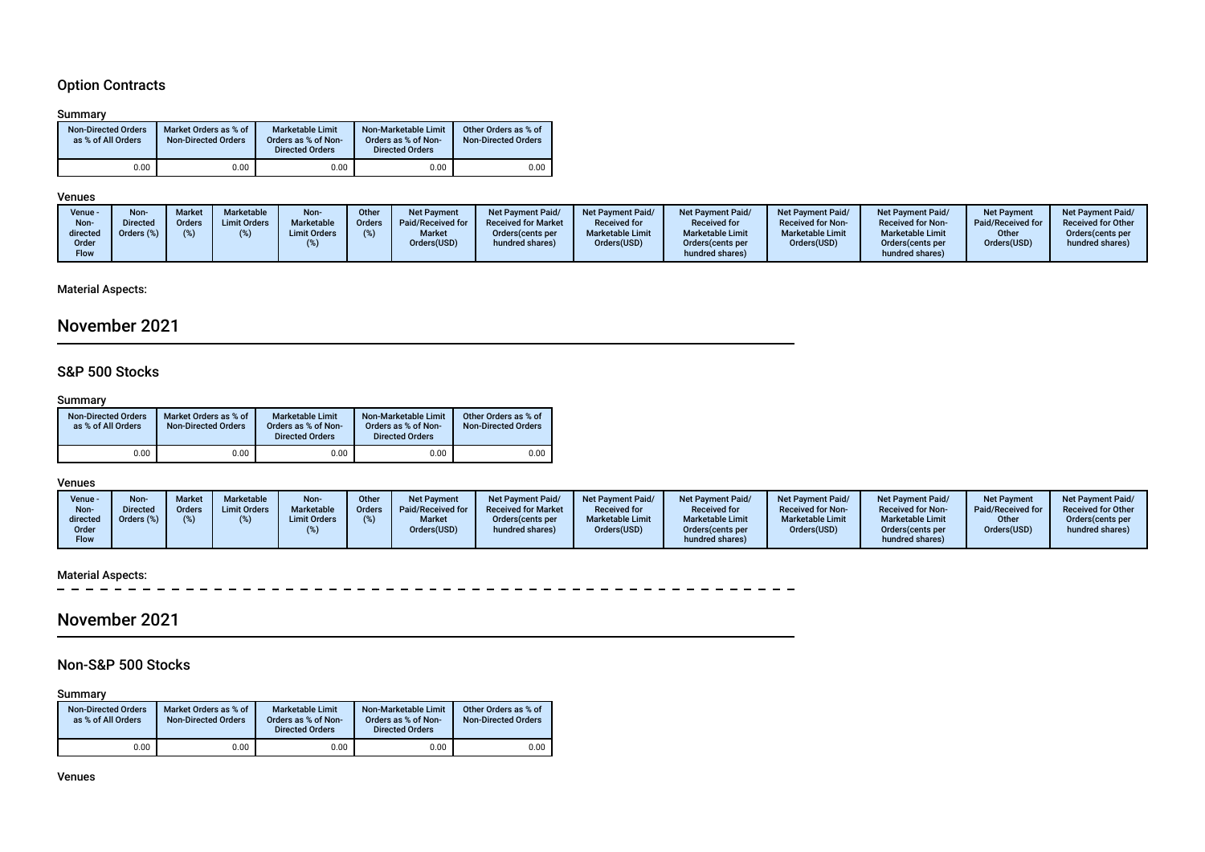### Option Contracts

#### Summary

| Non-Directed Orders as % of All Orders | Market Orders as % of Non-Directed Orders | Marketable Limit Orders as % of Non-Directed Orders | Non-Marketable Limit Orders as % of Non-Directed Orders | Other Orders as % of Non-Directed Orders |
|---|---|---|---|---|
| 0.00 | 0.00 | 0.00 | 0.00 | 0.00 |

#### Venues

| Venue - Non-directed Order Flow | Non-Directed Orders (%) | Market Orders (%) | Marketable Limit Orders (%) | Non-Marketable Limit Orders (%) | Other Orders (%) | Net Payment Paid/Received for Market Orders(USD) | Net Payment Paid/ Received for Market Orders(cents per hundred shares) | Net Payment Paid/ Received for Marketable Limit Orders(USD) | Net Payment Paid/ Received for Marketable Limit Orders(cents per hundred shares) | Net Payment Paid/ Received for Non-Marketable Limit Orders(USD) | Net Payment Paid/ Received for Non-Marketable Limit Orders(cents per hundred shares) | Net Payment Paid/Received for Other Orders(USD) | Net Payment Paid/ Received for Other Orders(cents per hundred shares) |
|---|---|---|---|---|---|---|---|---|---|---|---|---|---|

#### Material Aspects:

## November 2021

### S&P 500 Stocks

#### Summary

| Non-Directed Orders as % of All Orders | Market Orders as % of Non-Directed Orders | Marketable Limit Orders as % of Non-Directed Orders | Non-Marketable Limit Orders as % of Non-Directed Orders | Other Orders as % of Non-Directed Orders |
|---|---|---|---|---|
| 0.00 | 0.00 | 0.00 | 0.00 | 0.00 |

#### Venues

| Venue - Non-directed Order Flow | Non-Directed Orders (%) | Market Orders (%) | Marketable Limit Orders (%) | Non-Marketable Limit Orders (%) | Other Orders (%) | Net Payment Paid/Received for Market Orders(USD) | Net Payment Paid/ Received for Market Orders(cents per hundred shares) | Net Payment Paid/ Received for Marketable Limit Orders(USD) | Net Payment Paid/ Received for Marketable Limit Orders(cents per hundred shares) | Net Payment Paid/ Received for Non-Marketable Limit Orders(USD) | Net Payment Paid/ Received for Non-Marketable Limit Orders(cents per hundred shares) | Net Payment Paid/Received for Other Orders(USD) | Net Payment Paid/ Received for Other Orders(cents per hundred shares) |
|---|---|---|---|---|---|---|---|---|---|---|---|---|---|

#### Material Aspects:

## November 2021

### Non-S&P 500 Stocks

#### Summary

| Non-Directed Orders as % of All Orders | Market Orders as % of Non-Directed Orders | Marketable Limit Orders as % of Non-Directed Orders | Non-Marketable Limit Orders as % of Non-Directed Orders | Other Orders as % of Non-Directed Orders |
|---|---|---|---|---|
| 0.00 | 0.00 | 0.00 | 0.00 | 0.00 |

#### Venues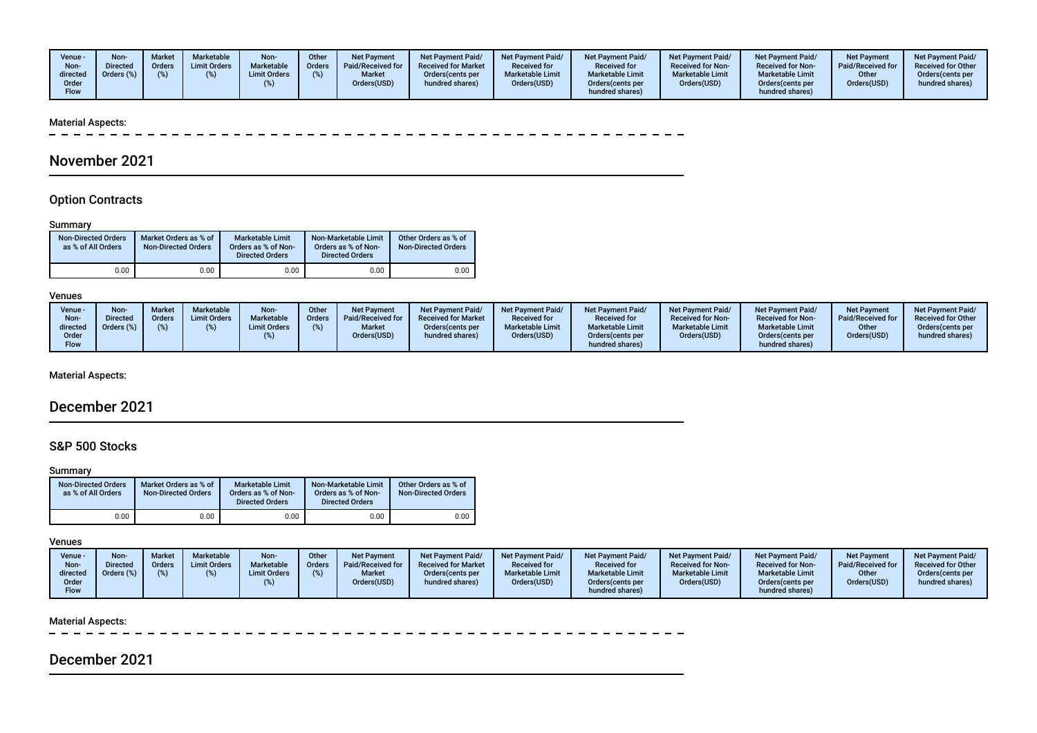| Venue - Non-directed Order Flow | Non-Directed Orders (%) | Market Orders (%) | Marketable Limit Orders (%) | Non-Marketable Limit Orders (%) | Other Orders (%) | Net Payment Paid/Received for Market Orders(USD) | Net Payment Paid/ Received for Market Orders(cents per hundred shares) | Net Payment Paid/ Received for Marketable Limit Orders(USD) | Net Payment Paid/ Received for Marketable Limit Orders(cents per hundred shares) | Net Payment Paid/ Received for Non-Marketable Limit Orders(USD) | Net Payment Paid/ Received for Non-Marketable Limit Orders(cents per hundred shares) | Net Payment Paid/Received for Other Orders(USD) | Net Payment Paid/ Received for Other Orders(cents per hundred shares) |
|---|---|---|---|---|---|---|---|---|---|---|---|---|---|

Material Aspects:

## November 2021

### Option Contracts

Summary

| Non-Directed Orders as % of All Orders | Market Orders as % of Non-Directed Orders | Marketable Limit Orders as % of Non-Directed Orders | Non-Marketable Limit Orders as % of Non-Directed Orders | Other Orders as % of Non-Directed Orders |
|---|---|---|---|---|
| 0.00 | 0.00 | 0.00 | 0.00 | 0.00 |

Venues

| Venue - Non-directed Order Flow | Non-Directed Orders (%) | Market Orders (%) | Marketable Limit Orders (%) | Non-Marketable Limit Orders (%) | Other Orders (%) | Net Payment Paid/Received for Market Orders(USD) | Net Payment Paid/ Received for Market Orders(cents per hundred shares) | Net Payment Paid/ Received for Marketable Limit Orders(USD) | Net Payment Paid/ Received for Marketable Limit Orders(cents per hundred shares) | Net Payment Paid/ Received for Non-Marketable Limit Orders(USD) | Net Payment Paid/ Received for Non-Marketable Limit Orders(cents per hundred shares) | Net Payment Paid/Received for Other Orders(USD) | Net Payment Paid/ Received for Other Orders(cents per hundred shares) |
|---|---|---|---|---|---|---|---|---|---|---|---|---|---|

Material Aspects:

## December 2021

### S&P 500 Stocks

Summary

| Non-Directed Orders as % of All Orders | Market Orders as % of Non-Directed Orders | Marketable Limit Orders as % of Non-Directed Orders | Non-Marketable Limit Orders as % of Non-Directed Orders | Other Orders as % of Non-Directed Orders |
|---|---|---|---|---|
| 0.00 | 0.00 | 0.00 | 0.00 | 0.00 |

Venues

| Venue - Non-directed Order Flow | Non-Directed Orders (%) | Market Orders (%) | Marketable Limit Orders (%) | Non-Marketable Limit Orders (%) | Other Orders (%) | Net Payment Paid/Received for Market Orders(USD) | Net Payment Paid/ Received for Market Orders(cents per hundred shares) | Net Payment Paid/ Received for Marketable Limit Orders(USD) | Net Payment Paid/ Received for Marketable Limit Orders(cents per hundred shares) | Net Payment Paid/ Received for Non-Marketable Limit Orders(USD) | Net Payment Paid/ Received for Non-Marketable Limit Orders(cents per hundred shares) | Net Payment Paid/Received for Other Orders(USD) | Net Payment Paid/ Received for Other Orders(cents per hundred shares) |
|---|---|---|---|---|---|---|---|---|---|---|---|---|---|

Material Aspects:

## December 2021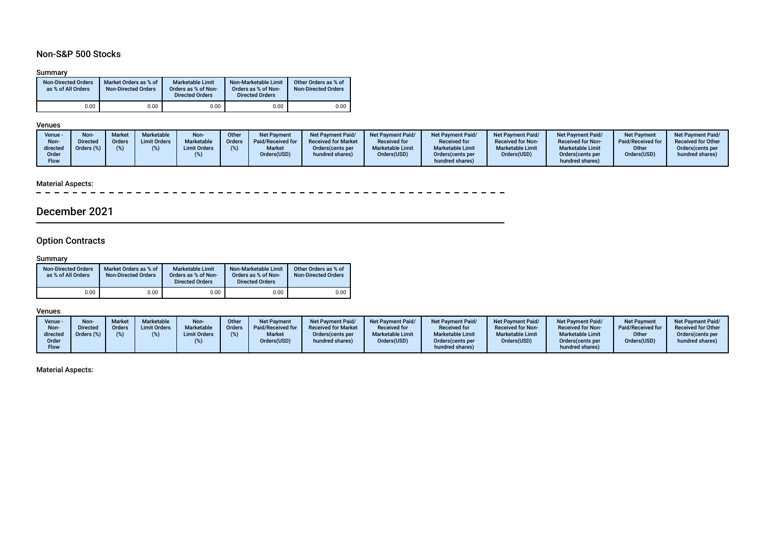## Non-S&P 500 Stocks

### Summary

| Non-Directed Orders as % of All Orders | Market Orders as % of Non-Directed Orders | Marketable Limit Orders as % of Non-Directed Orders | Non-Marketable Limit Orders as % of Non-Directed Orders | Other Orders as % of Non-Directed Orders |
|---|---|---|---|---|
| 0.00 | 0.00 | 0.00 | 0.00 | 0.00 |

### Venues

| Venue - Non-directed Order Flow | Non-Directed Orders (%) | Market Orders (%) | Marketable Limit Orders (%) | Non-Marketable Limit Orders (%) | Other Orders (%) | Net Payment Paid/Received for Market Orders(USD) | Net Payment Paid/ Received for Market Orders(cents per hundred shares) | Net Payment Paid/ Received for Marketable Limit Orders(USD) | Net Payment Paid/ Received for Marketable Limit Orders(cents per hundred shares) | Net Payment Paid/ Received for Non-Marketable Limit Orders(USD) | Net Payment Paid/ Received for Non-Marketable Limit Orders(cents per hundred shares) | Net Payment Paid/Received for Other Orders(USD) | Net Payment Paid/ Received for Other Orders(cents per hundred shares) |
|---|---|---|---|---|---|---|---|---|---|---|---|---|---|

### Material Aspects:

# December 2021

## Option Contracts

### Summary

| Non-Directed Orders as % of All Orders | Market Orders as % of Non-Directed Orders | Marketable Limit Orders as % of Non-Directed Orders | Non-Marketable Limit Orders as % of Non-Directed Orders | Other Orders as % of Non-Directed Orders |
|---|---|---|---|---|
| 0.00 | 0.00 | 0.00 | 0.00 | 0.00 |

### Venues

| Venue - Non-directed Order Flow | Non-Directed Orders (%) | Market Orders (%) | Marketable Limit Orders (%) | Non-Marketable Limit Orders (%) | Other Orders (%) | Net Payment Paid/Received for Market Orders(USD) | Net Payment Paid/ Received for Market Orders(cents per hundred shares) | Net Payment Paid/ Received for Marketable Limit Orders(USD) | Net Payment Paid/ Received for Marketable Limit Orders(cents per hundred shares) | Net Payment Paid/ Received for Non-Marketable Limit Orders(USD) | Net Payment Paid/ Received for Non-Marketable Limit Orders(cents per hundred shares) | Net Payment Paid/Received for Other Orders(USD) | Net Payment Paid/ Received for Other Orders(cents per hundred shares) |
|---|---|---|---|---|---|---|---|---|---|---|---|---|---|

### Material Aspects: